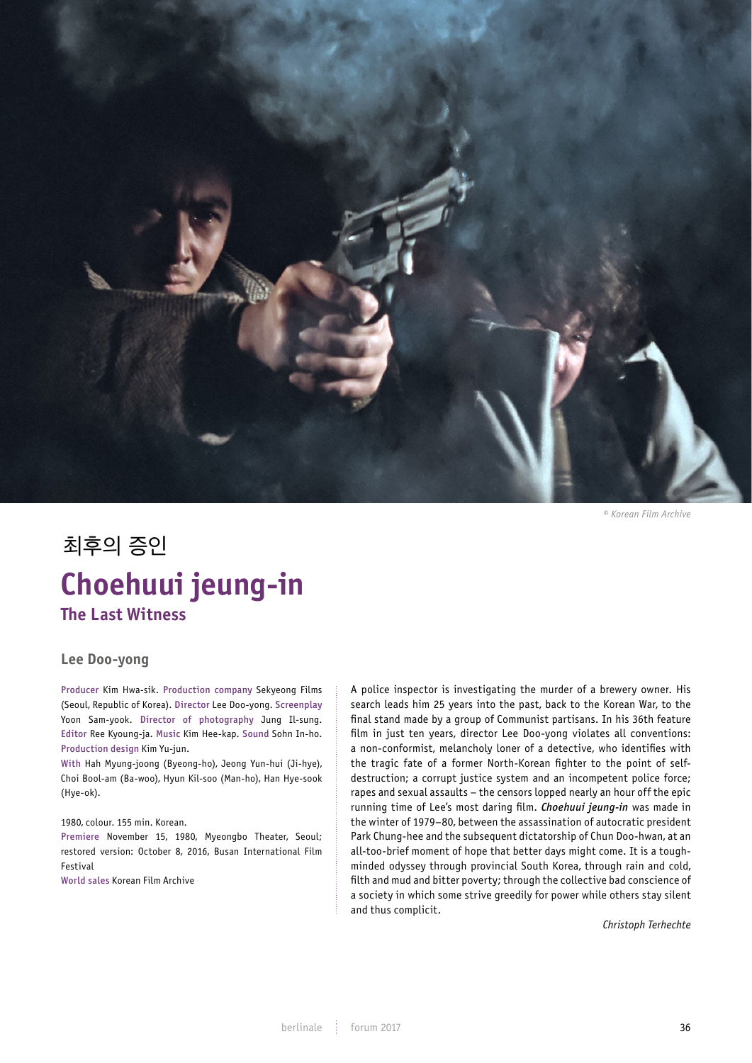© Korean Film Archive

# 최후의 증인

# Choehuui jeung-in

## The Last Witness

### Lee Doo-yong

Producer Kim Hwa-sik. Production company Sekyeong Films (Seoul, Republic of Korea). Director Lee Doo-yong. Screenplay Yoon Sam-yook. Director of photography Jung Il-sung. Editor Ree Kyoung-ja. Music Kim Hee-kap. Sound Sohn In-ho. Production design Kim Yu-jun.

With Hah Myung-joong (Byeong-ho), Jeong Yun-hui (Ji-hye), Choi Bool-am (Ba-woo), Hyun Kil-soo (Man-ho), Han Hye-sook (Hye-ok).

1980, colour. 155 min. Korean.

Premiere November 15, 1980, Myeongbo Theater, Seoul; restored version: October 8, 2016, Busan International Film Festival

World sales Korean Film Archive

A police inspector is investigating the murder of a brewery owner. His search leads him 25 years into the past, back to the Korean War, to the final stand made by a group of Communist partisans. In his 36th feature film in just ten years, director Lee Doo-yong violates all conventions: a non-conformist, melancholy loner of a detective, who identifies with the tragic fate of a former North-Korean fighter to the point of self-destruction; a corrupt justice system and an incompetent police force; rapes and sexual assaults – the censors lopped nearly an hour off the epic running time of Lee's most daring film. ***Choehuui jeung-in*** was made in the winter of 1979–80, between the assassination of autocratic president Park Chung-hee and the subsequent dictatorship of Chun Doo-hwan, at an all-too-brief moment of hope that better days might come. It is a tough-minded odyssey through provincial South Korea, through rain and cold, filth and mud and bitter poverty; through the collective bad conscience of a society in which some strive greedily for power while others stay silent and thus complicit.

*Christoph Terhechte*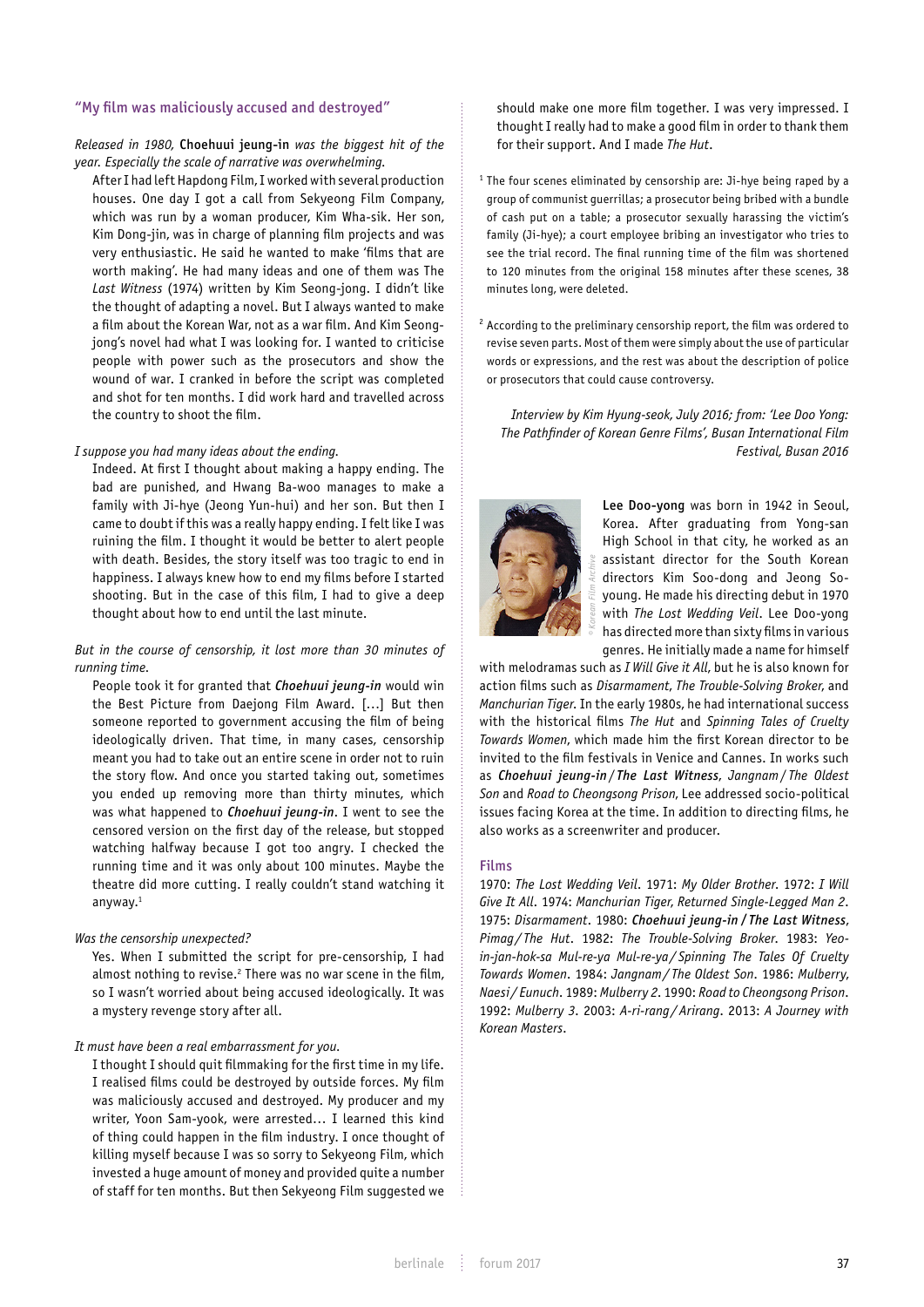## "My film was maliciously accused and destroyed"

*Released in 1980,* Choehuui jeung-in *was the biggest hit of the year. Especially the scale of narrative was overwhelming.*

After I had left Hapdong Film, I worked with several production houses. One day I got a call from Sekyeong Film Company, which was run by a woman producer, Kim Wha-sik. Her son, Kim Dong-jin, was in charge of planning film projects and was very enthusiastic. He said he wanted to make 'films that are worth making'. He had many ideas and one of them was *The Last Witness* (1974) written by Kim Seong-jong. I didn't like the thought of adapting a novel. But I always wanted to make a film about the Korean War, not as a war film. And Kim Seong-jong's novel had what I was looking for. I wanted to criticise people with power such as the prosecutors and show the wound of war. I cranked in before the script was completed and shot for ten months. I did work hard and travelled across the country to shoot the film.

*I suppose you had many ideas about the ending.*

Indeed. At first I thought about making a happy ending. The bad are punished, and Hwang Ba-woo manages to make a family with Ji-hye (Jeong Yun-hui) and her son. But then I came to doubt if this was a really happy ending. I felt like I was ruining the film. I thought it would be better to alert people with death. Besides, the story itself was too tragic to end in happiness. I always knew how to end my films before I started shooting. But in the case of this film, I had to give a deep thought about how to end until the last minute.

*But in the course of censorship, it lost more than 30 minutes of running time.*

People took it for granted that ***Choehuui jeung-in*** would win the Best Picture from Daejong Film Award. [...] But then someone reported to government accusing the film of being ideologically driven. That time, in many cases, censorship meant you had to take out an entire scene in order not to ruin the story flow. And once you started taking out, sometimes you ended up removing more than thirty minutes, which was what happened to ***Choehuui jeung-in***. I went to see the censored version on the first day of the release, but stopped watching halfway because I got too angry. I checked the running time and it was only about 100 minutes. Maybe the theatre did more cutting. I really couldn't stand watching it anyway.[1]

*Was the censorship unexpected?*

Yes. When I submitted the script for pre-censorship, I had almost nothing to revise.[2] There was no war scene in the film, so I wasn't worried about being accused ideologically. It was a mystery revenge story after all.

*It must have been a real embarrassment for you.*

I thought I should quit filmmaking for the first time in my life. I realised films could be destroyed by outside forces. My film was maliciously accused and destroyed. My producer and my writer, Yoon Sam-yook, were arrested... I learned this kind of thing could happen in the film industry. I once thought of killing myself because I was so sorry to Sekyeong Film, which invested a huge amount of money and provided quite a number of staff for ten months. But then Sekyeong Film suggested we should make one more film together. I was very impressed. I thought I really had to make a good film in order to thank them for their support. And I made *The Hut*.

[1] The four scenes eliminated by censorship are: Ji-hye being raped by a group of communist guerrillas; a prosecutor being bribed with a bundle of cash put on a table; a prosecutor sexually harassing the victim's family (Ji-hye); a court employee bribing an investigator who tries to see the trial record. The final running time of the film was shortened to 120 minutes from the original 158 minutes after these scenes, 38 minutes long, were deleted.

[2] According to the preliminary censorship report, the film was ordered to revise seven parts. Most of them were simply about the use of particular words or expressions, and the rest was about the description of police or prosecutors that could cause controversy.

*Interview by Kim Hyung-seok, July 2016; from: 'Lee Doo Yong: The Pathfinder of Korean Genre Films', Busan International Film Festival, Busan 2016*

© Korean Film Archive

**Lee Doo-yong** was born in 1942 in Seoul, Korea. After graduating from Yong-san High School in that city, he worked as an assistant director for the South Korean directors Kim Soo-dong and Jeong So-young. He made his directing debut in 1970 with *The Lost Wedding Veil*. Lee Doo-yong has directed more than sixty films in various genres. He initially made a name for himself with melodramas such as *I Will Give it All*, but he is also known for action films such as *Disarmament*, *The Trouble-Solving Broker*, and *Manchurian Tiger*. In the early 1980s, he had international success with the historical films *The Hut* and *Spinning Tales of Cruelty Towards Women*, which made him the first Korean director to be invited to the film festivals in Venice and Cannes. In works such as ***Choehuui jeung-in / The Last Witness***, *Jangnam / The Oldest Son* and *Road to Cheongsong Prison*, Lee addressed socio-political issues facing Korea at the time. In addition to directing films, he also works as a screenwriter and producer.

### Films

1970: *The Lost Wedding Veil*. 1971: *My Older Brother*. 1972: *I Will Give It All*. 1974: *Manchurian Tiger*, *Returned Single-Legged Man 2*. 1975: *Disarmament*. 1980: ***Choehuui jeung-in / The Last Witness***, *Pimag / The Hut*. 1982: *The Trouble-Solving Broker*. 1983: *Yeo-in-jan-hok-sa Mul-re-ya Mul-re-ya / Spinning The Tales Of Cruelty Towards Women*. 1984: *Jangnam / The Oldest Son*. 1986: *Mulberry*, *Naesi / Eunuch*. 1989: *Mulberry 2*. 1990: *Road to Cheongsong Prison*. 1992: *Mulberry 3*. 2003: *A-ri-rang / Arirang*. 2013: *A Journey with Korean Masters*.